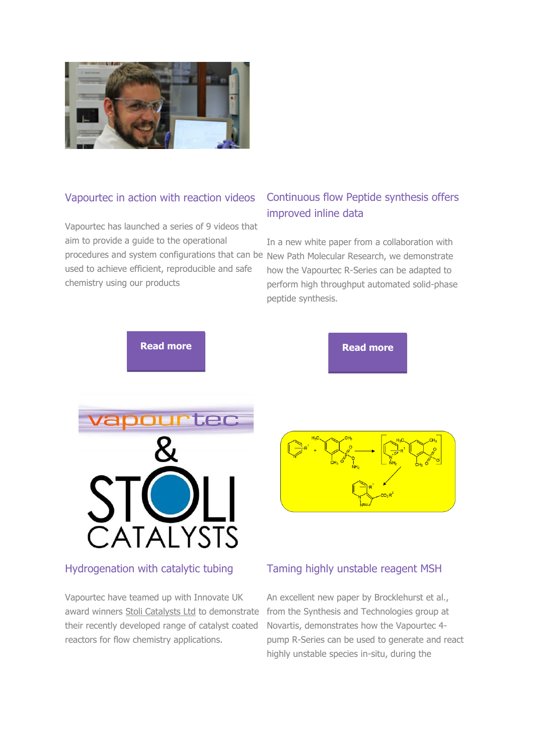## Vapourtec in action with reaction videos

Vapourtec has launched a series of 9 videos that aim to provide a guide to the operational procedures and system configurations that can be used to achieve efficient, reproducible and safe chemistry using our products

**Read more**

## Continuous flow Peptide synthesis offers improved inline data

In a new white paper from a collaboration with New Path Molecular Research, we demonstrate how the Vapourtec R-Series can be adapted to perform high throughput automated solid-phase peptide synthesis.

**Read more**

## Hydrogenation with catalytic tubing

Vapourtec have teamed up with Innovate UK award winners Stoli Catalysts Ltd to demonstrate their recently developed range of catalyst coated reactors for flow chemistry applications.

## Taming highly unstable reagent MSH

An excellent new paper by Brocklehurst et al., from the Synthesis and Technologies group at Novartis, demonstrates how the Vapourtec 4-pump R-Series can be used to generate and react highly unstable species in-situ, during the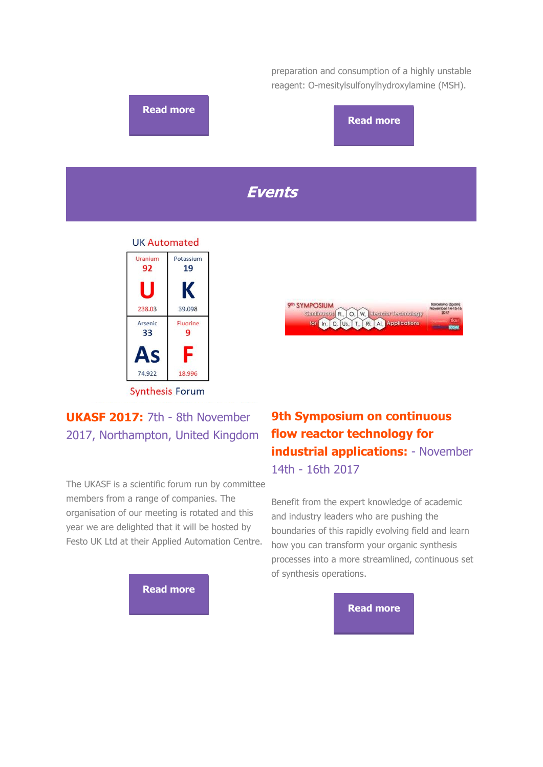preparation and consumption of a highly unstable reagent: O-mesitylsulfonylhydroxylamine (MSH).

Read more

Read more

## *Events*

**UKASF 2017:** 7th - 8th November 2017, Northampton, United Kingdom

The UKASF is a scientific forum run by committee members from a range of companies. The organisation of our meeting is rotated and this year we are delighted that it will be hosted by Festo UK Ltd at their Applied Automation Centre.

Read more

**9th Symposium on continuous flow reactor technology for industrial applications:** - November 14th - 16th 2017

Benefit from the expert knowledge of academic and industry leaders who are pushing the boundaries of this rapidly evolving field and learn how you can transform your organic synthesis processes into a more streamlined, continuous set of synthesis operations.

Read more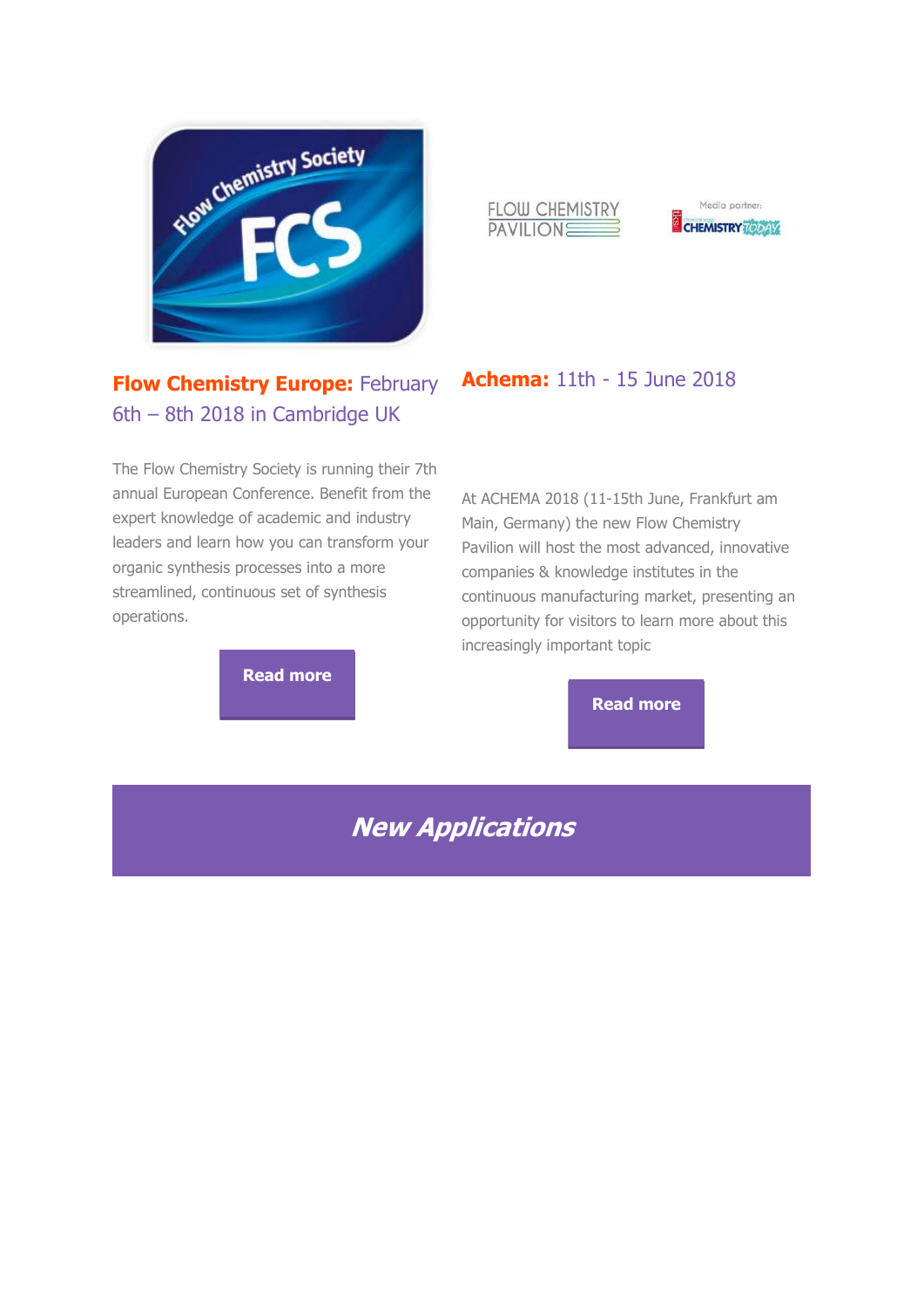**Flow Chemistry Europe:** February 6th – 8th 2018 in Cambridge UK

The Flow Chemistry Society is running their 7th annual European Conference. Benefit from the expert knowledge of academic and industry leaders and learn how you can transform your organic synthesis processes into a more streamlined, continuous set of synthesis operations.

**Read more**

**Achema:** 11th - 15 June 2018

At ACHEMA 2018 (11-15th June, Frankfurt am Main, Germany) the new Flow Chemistry Pavilion will host the most advanced, innovative companies & knowledge institutes in the continuous manufacturing market, presenting an opportunity for visitors to learn more about this increasingly important topic

**Read more**

## *New Applications*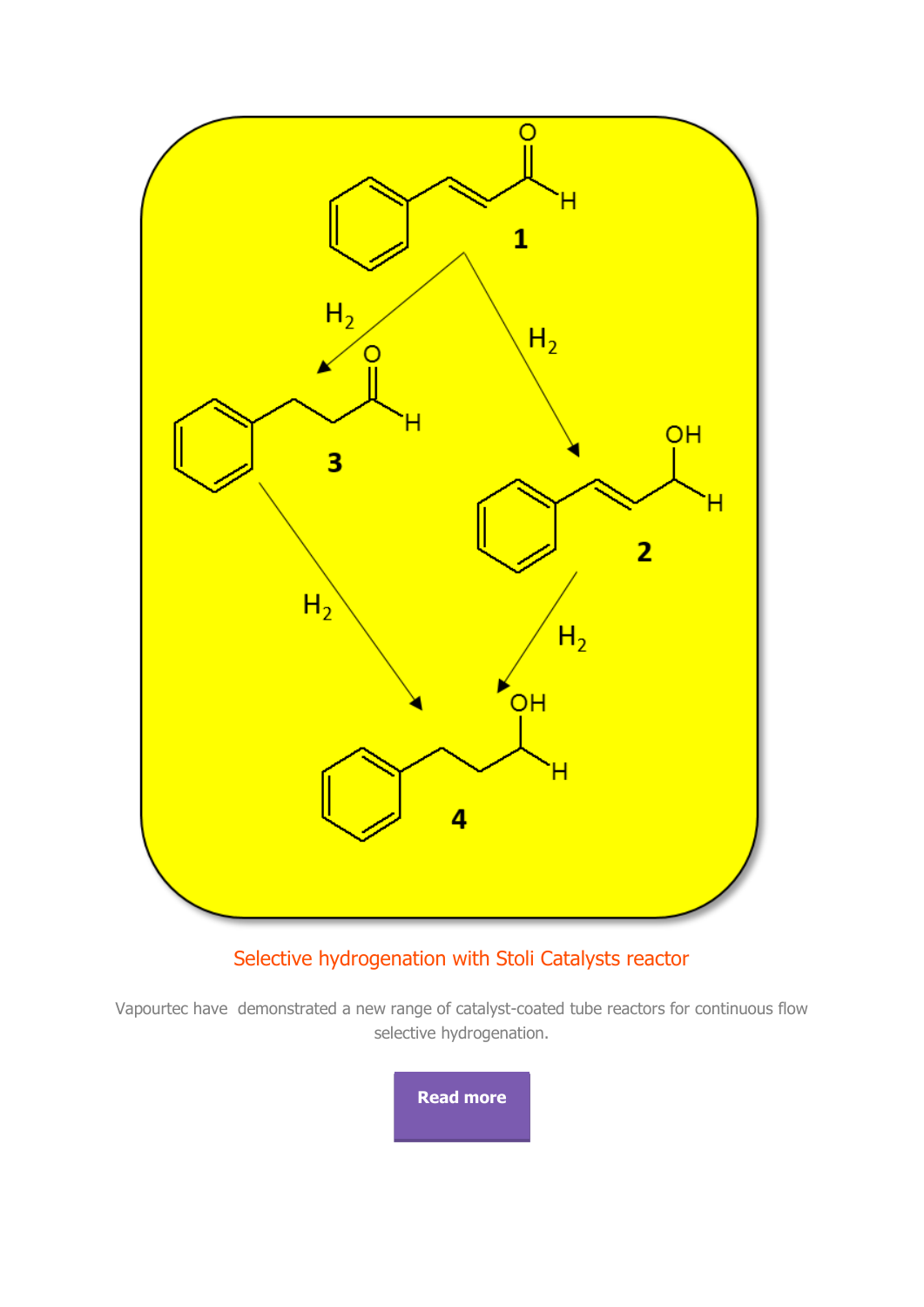## Selective hydrogenation with Stoli Catalysts reactor

Vapourtec have demonstrated a new range of catalyst-coated tube reactors for continuous flow selective hydrogenation.

**Read more**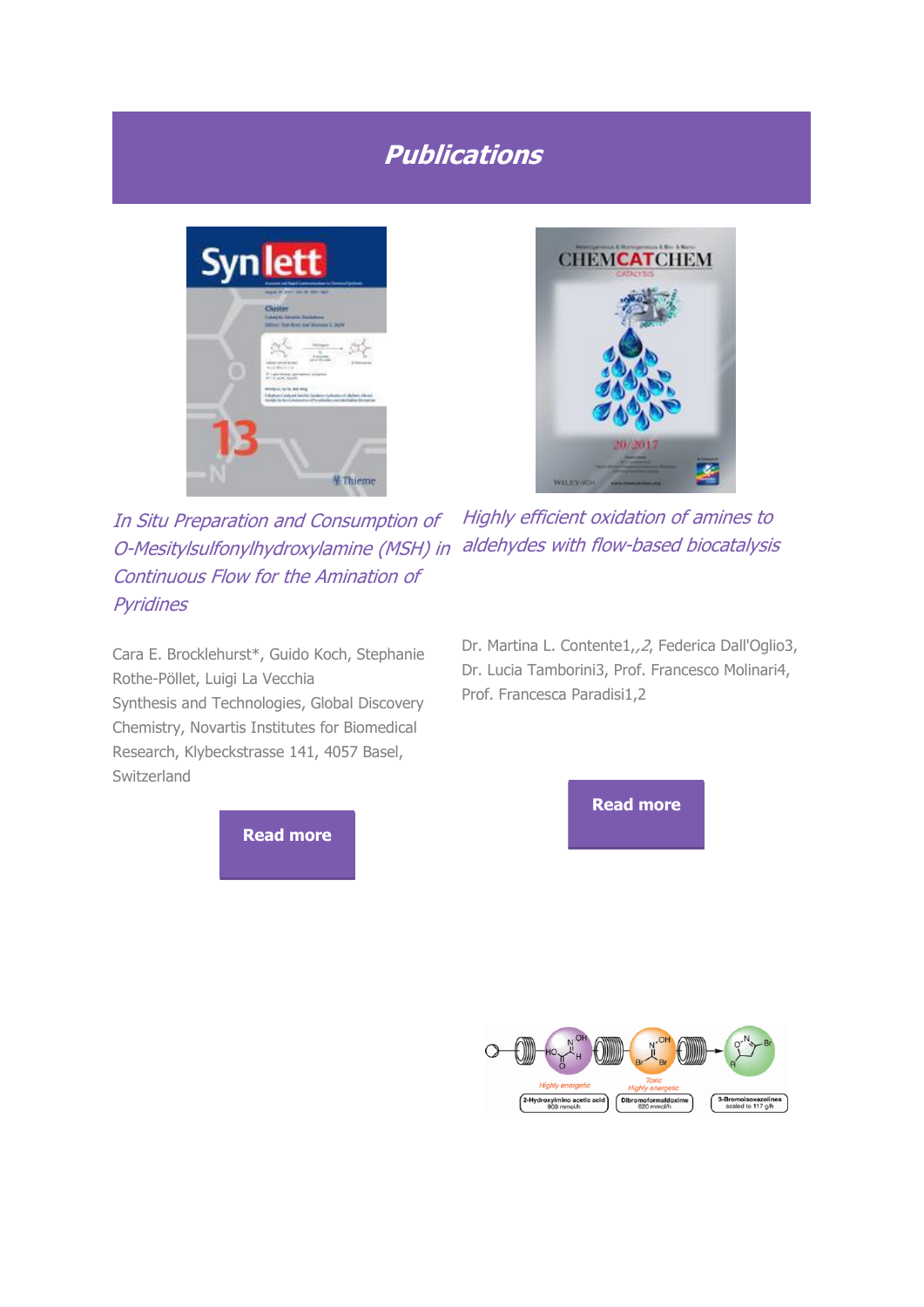# Publications

*In Situ Preparation and Consumption of O-Mesitylsulfonylhydroxylamine (MSH) in Continuous Flow for the Amination of Pyridines*

Cara E. Brocklehurst*, Guido Koch, Stephanie Rothe-Pöllet, Luigi La Vecchia
Synthesis and Technologies, Global Discovery Chemistry, Novartis Institutes for Biomedical Research, Klybeckstrasse 141, 4057 Basel, Switzerland

**Read more**

*Highly efficient oxidation of amines to aldehydes with flow-based biocatalysis*

Dr. Martina L. Contente1,,*2*, Federica Dall'Oglio3, Dr. Lucia Tamborini3, Prof. Francesco Molinari4, Prof. Francesca Paradisi1,2

**Read more**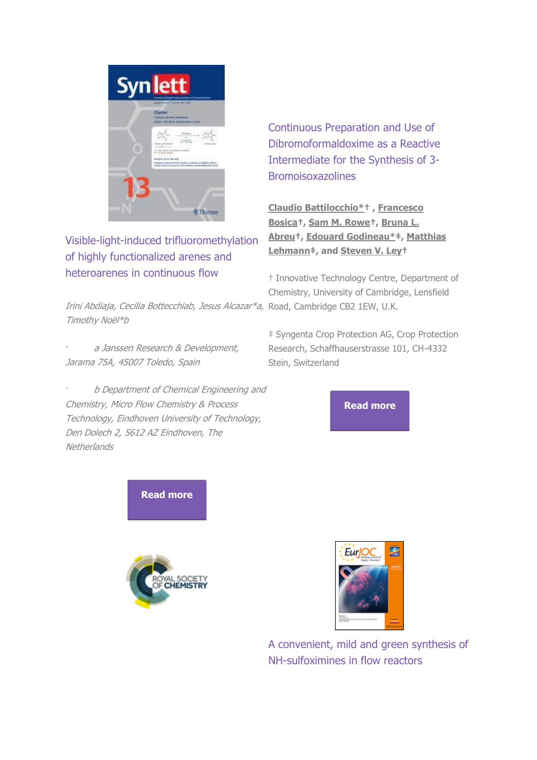## Visible-light-induced trifluoromethylation of highly functionalized arenes and heteroarenes in continuous flow

*Irini Abdiaja, Cecilia Bottecchiab, Jesus Alcazar\*a, Timothy Noël\*b*

- *a Janssen Research & Development, Jarama 75A, 45007 Toledo, Spain*
- *b Department of Chemical Engineering and Chemistry, Micro Flow Chemistry & Process Technology, Eindhoven University of Technology, Den Dolech 2, 5612 AZ Eindhoven, The Netherlands*

**Read more**

## Continuous Preparation and Use of Dibromoformaldoxime as a Reactive Intermediate for the Synthesis of 3-Bromoisoxazolines

**Claudio Battilocchio\*†, Francesco Bosica†, Sam M. Rowe†, Bruna L. Abreu†, Edouard Godineau\*‡, Matthias Lehmann‡, and Steven V. Ley†**

† Innovative Technology Centre, Department of Chemistry, University of Cambridge, Lensfield Road, Cambridge CB2 1EW, U.K.

‡ Syngenta Crop Protection AG, Crop Protection Research, Schaffhauserstrasse 101, CH-4332 Stein, Switzerland

**Read more**

## A convenient, mild and green synthesis of NH-sulfoximines in flow reactors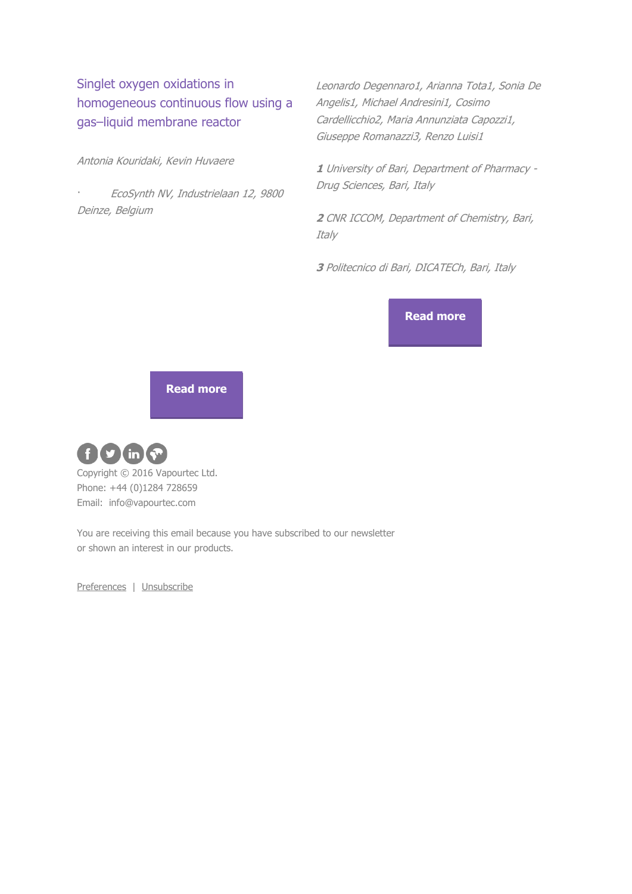Singlet oxygen oxidations in homogeneous continuous flow using a gas–liquid membrane reactor

*Antonia Kouridaki, Kevin Huvaere*

*· EcoSynth NV, Industrielaan 12, 9800 Deinze, Belgium*

Read more

*Leonardo Degennaro1, Arianna Tota1, Sonia De Angelis1, Michael Andresini1, Cosimo Cardellicchio2, Maria Annunziata Capozzi1, Giuseppe Romanazzi3, Renzo Luisi1*

***1** University of Bari, Department of Pharmacy - Drug Sciences, Bari, Italy*

***2** CNR ICCOM, Department of Chemistry, Bari, Italy*

***3** Politecnico di Bari, DICATECh, Bari, Italy*

Read more

Copyright © 2016 Vapourtec Ltd.
Phone: +44 (0)1284 728659
Email: info@vapourtec.com

You are receiving this email because you have subscribed to our newsletter or shown an interest in our products.

Preferences | Unsubscribe